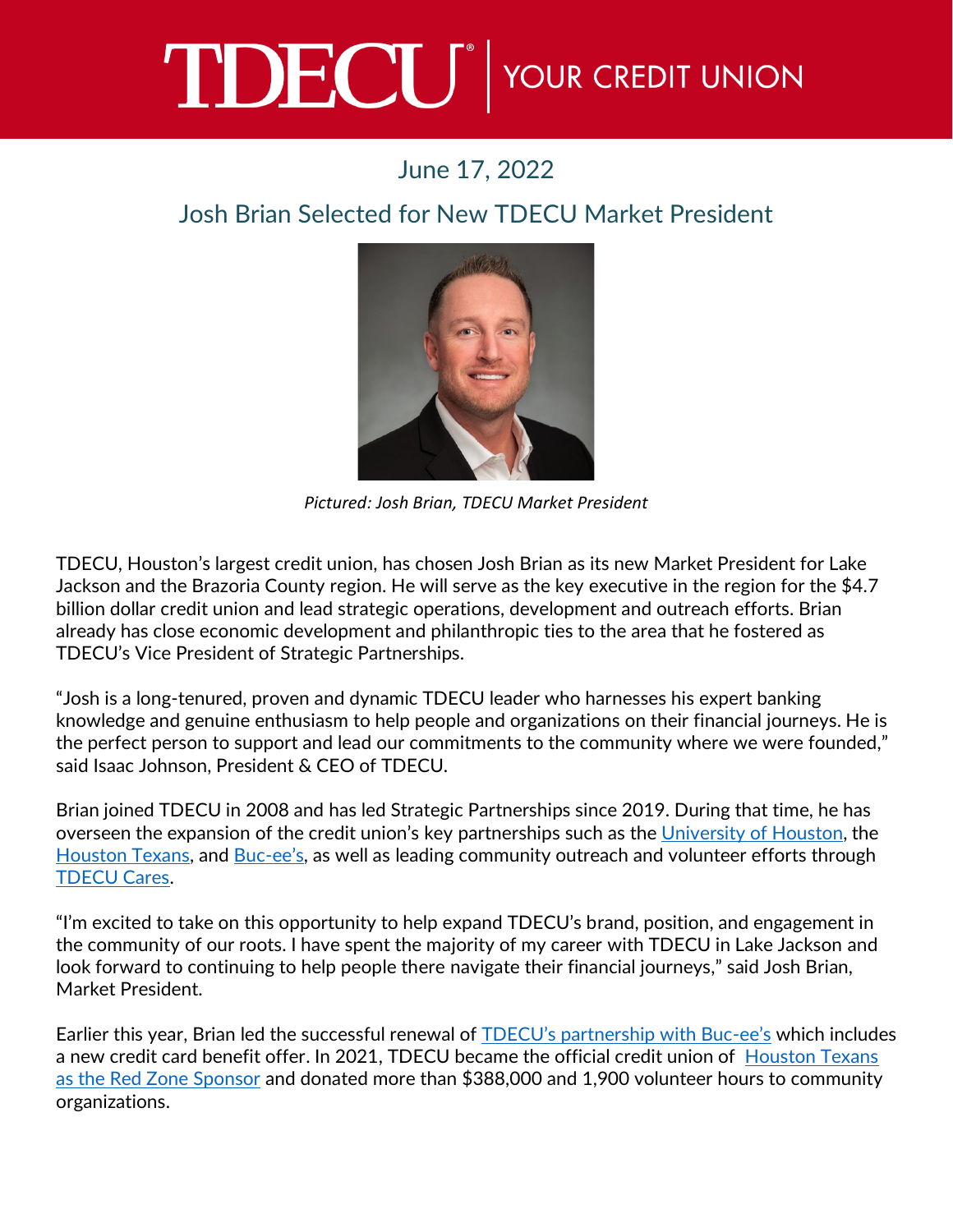# TDECU | YOUR CREDIT UNION

June 17, 2022

## Josh Brian Selected for New TDECU Market President

*Pictured: Josh Brian, TDECU Market President*

TDECU, Houston's largest credit union, has chosen Josh Brian as its new Market President for Lake Jackson and the Brazoria County region. He will serve as the key executive in the region for the $4.7 billion dollar credit union and lead strategic operations, development and outreach efforts. Brian already has close economic development and philanthropic ties to the area that he fostered as TDECU's Vice President of Strategic Partnerships.

"Josh is a long-tenured, proven and dynamic TDECU leader who harnesses his expert banking knowledge and genuine enthusiasm to help people and organizations on their financial journeys. He is the perfect person to support and lead our commitments to the community where we were founded," said Isaac Johnson, President & CEO of TDECU.

Brian joined TDECU in 2008 and has led Strategic Partnerships since 2019. During that time, he has overseen the expansion of the credit union's key partnerships such as the University of Houston, the Houston Texans, and Buc-ee's, as well as leading community outreach and volunteer efforts through TDECU Cares.

"I'm excited to take on this opportunity to help expand TDECU's brand, position, and engagement in the community of our roots. I have spent the majority of my career with TDECU in Lake Jackson and look forward to continuing to help people there navigate their financial journeys," said Josh Brian, Market President.

Earlier this year, Brian led the successful renewal of TDECU's partnership with Buc-ee's which includes a new credit card benefit offer. In 2021, TDECU became the official credit union of Houston Texans as the Red Zone Sponsor and donated more than $388,000 and 1,900 volunteer hours to community organizations.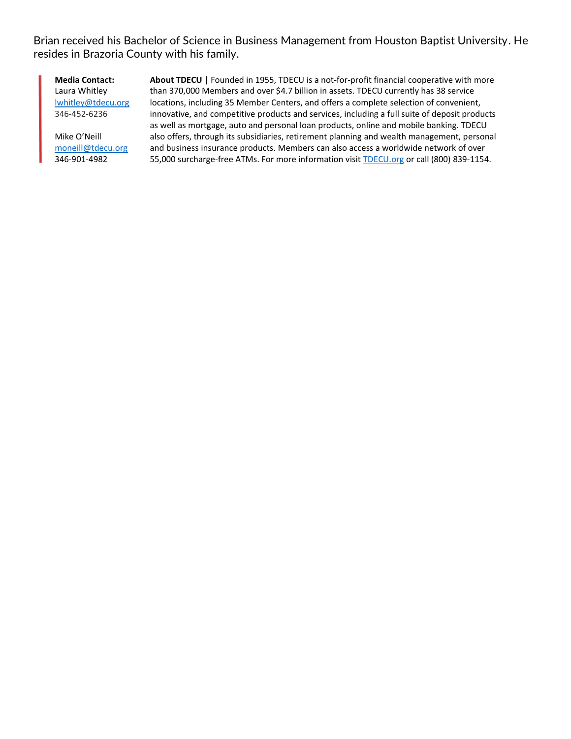Brian received his Bachelor of Science in Business Management from Houston Baptist University. He resides in Brazoria County with his family.

**Media Contact:**
Laura Whitley
lwhitley@tdecu.org
346-452-6236

Mike O'Neill
moneill@tdecu.org
346-901-4982

**About TDECU |** Founded in 1955, TDECU is a not-for-profit financial cooperative with more than 370,000 Members and over $4.7 billion in assets. TDECU currently has 38 service locations, including 35 Member Centers, and offers a complete selection of convenient, innovative, and competitive products and services, including a full suite of deposit products as well as mortgage, auto and personal loan products, online and mobile banking. TDECU also offers, through its subsidiaries, retirement planning and wealth management, personal and business insurance products. Members can also access a worldwide network of over 55,000 surcharge-free ATMs. For more information visit TDECU.org or call (800) 839-1154.